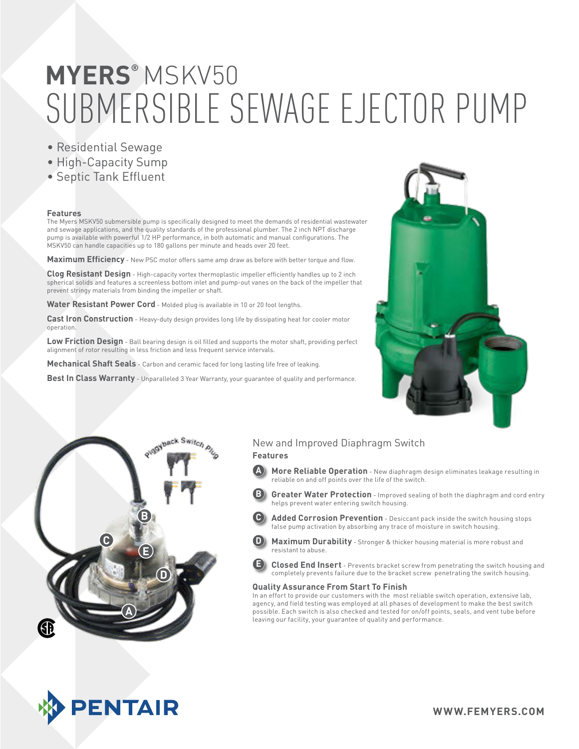# MYERS® MSKV50
# SUBMERSIBLE SEWAGE EJECTOR PUMP

- Residential Sewage
- High-Capacity Sump
- Septic Tank Effluent

### Features

The Myers MSKV50 submersible pump is specifically designed to meet the demands of residential wastewater and sewage applications, and the quality standards of the professional plumber. The 2 inch NPT discharge pump is available with powerful 1/2 HP performance, in both automatic and manual configurations. The MSKV50 can handle capacities up to 180 gallons per minute and heads over 20 feet.

**Maximum Efficiency** - New PSC motor offers same amp draw as before with better torque and flow.

**Clog Resistant Design** - High-capacity vortex thermoplastic impeller efficiently handles up to 2 inch spherical solids and features a screenless bottom inlet and pump-out vanes on the back of the impeller that prevent stringy materials from binding the impeller or shaft.

**Water Resistant Power Cord** - Molded plug is available in 10 or 20 foot lengths.

**Cast Iron Construction** - Heavy-duty design provides long life by dissipating heat for cooler motor operation.

**Low Friction Design** - Ball bearing design is oil filled and supports the motor shaft, providing perfect alignment of rotor resulting in less friction and less frequent service intervals.

**Mechanical Shaft Seals** - Carbon and ceramic faced for long lasting life free of leaking.

**Best In Class Warranty** - Unparalleled 3 Year Warranty, your guarantee of quality and performance.

Piggyback Switch Plug

## New and Improved Diaphragm Switch

### Features

**A** **More Reliable Operation** - New diaphragm design eliminates leakage resulting in reliable on and off points over the life of the switch.

**B** **Greater Water Protection** - Improved sealing of both the diaphragm and cord entry helps prevent water entering switch housing.

**C** **Added Corrosion Prevention** - Desiccant pack inside the switch housing stops false pump activation by absorbing any trace of moisture in switch housing.

**D** **Maximum Durability** - Stronger & thicker housing material is more robust and resistant to abuse.

**E** **Closed End Insert** - Prevents bracket screw from penetrating the switch housing and completely prevents failure due to the bracket screw penetrating the switch housing.

### Quality Assurance From Start To Finish

In an effort to provide our customers with the most reliable switch operation, extensive lab, agency, and field testing was employed at all phases of development to make the best switch possible. Each switch is also checked and tested for on/off points, seals, and vent tube before leaving our facility, your guarantee of quality and performance.

PENTAIR

WWW.FEMYERS.COM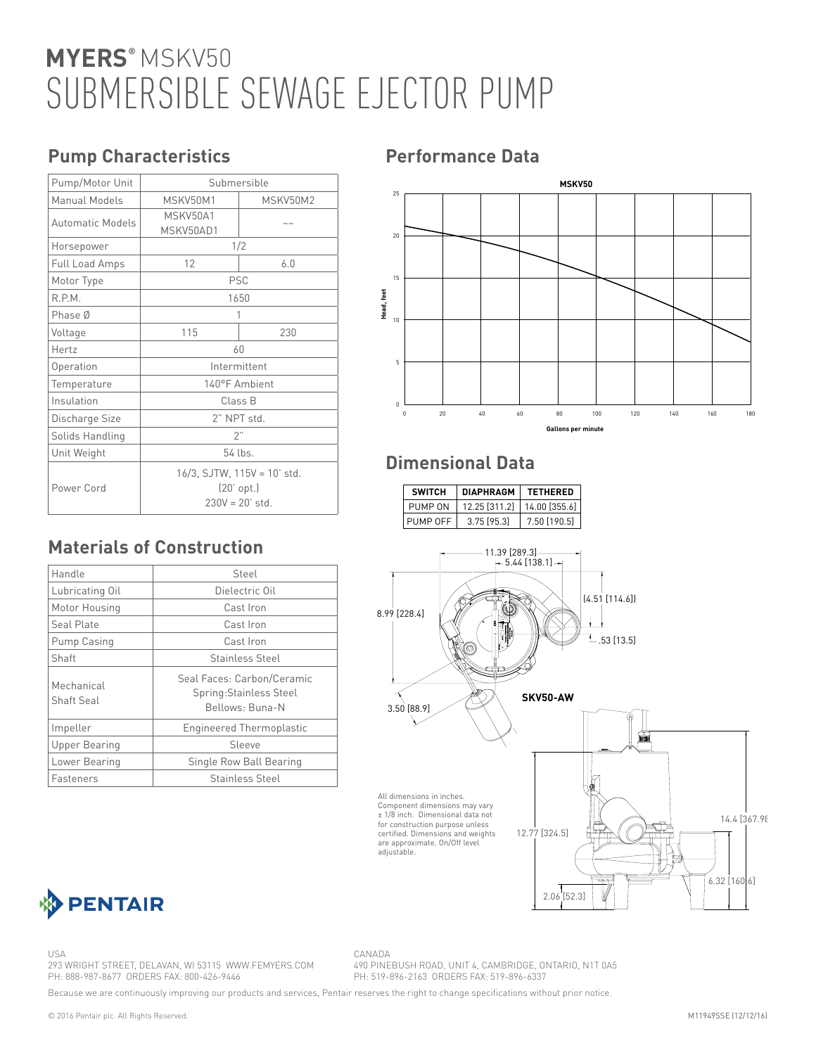# MYERS® MSKV50
# SUBMERSIBLE SEWAGE EJECTOR PUMP

## Pump Characteristics

| | | |
|---|---|---|
| Pump/Motor Unit | Submersible | |
| Manual Models | MSKV50M1 | MSKV50M2 |
| Automatic Models | MSKV50A1 MSKV50AD1 | -- |
| Horsepower | 1/2 | |
| Full Load Amps | 12 | 6.0 |
| Motor Type | PSC | |
| R.P.M. | 1650 | |
| Phase Ø | 1 | |
| Voltage | 115 | 230 |
| Hertz | 60 | |
| Operation | Intermittent | |
| Temperature | 140°F Ambient | |
| Insulation | Class B | |
| Discharge Size | 2" NPT std. | |
| Solids Handling | 2" | |
| Unit Weight | 54 lbs. | |
| Power Cord | 16/3, SJTW, 115V = 10' std. (20' opt.) 230V = 20' std. | |

## Materials of Construction

| | |
|---|---|
| Handle | Steel |
| Lubricating Oil | Dielectric Oil |
| Motor Housing | Cast Iron |
| Seal Plate | Cast Iron |
| Pump Casing | Cast Iron |
| Shaft | Stainless Steel |
| Mechanical Shaft Seal | Seal Faces: Carbon/Ceramic Spring:Stainless Steel Bellows: Buna-N |
| Impeller | Engineered Thermoplastic |
| Upper Bearing | Sleeve |
| Lower Bearing | Single Row Ball Bearing |
| Fasteners | Stainless Steel |

## Performance Data

MSKV50

Head, feet

0
5
10
15
20
25

Gallons per minute

0 20 40 60 80 100 120 140 160 180

## Dimensional Data

| SWITCH | DIAPHRAGM | TETHERED |
|---|---|---|
| PUMP ON | 12.25 [311.2] | 14.00 [355.6] |
| PUMP OFF | 3.75 [95.3] | 7.50 [190.5] |

11.39 [289.3]
5.44 [138.1]
(4.51 [114.6])
8.99 [228.4]
.53 [13.5]
3.50 [88.9]

SKV50-AW

14.4 [367.98
12.77 [324.5]
6.32 [160.6]
2.06 [52.3]

All dimensions in inches. Component dimensions may vary ± 1/8 inch. Dimensional data not for construction purpose unless certified. Dimensions and weights are approximate. On/Off level adjustable.

PENTAIR

USA
293 WRIGHT STREET, DELAVAN, WI 53115 WWW.FEMYERS.COM
PH: 888-987-8677 ORDERS FAX: 800-426-9446

CANADA
490 PINEBUSH ROAD, UNIT 4, CAMBRIDGE, ONTARIO, N1T 0A5
PH: 519-896-2163 ORDERS FAX: 519-896-6337

Because we are continuously improving our products and services, Pentair reserves the right to change specifications without prior notice.

© 2016 Pentair plc. All Rights Reserved.

M11949SSE (12/12/16)